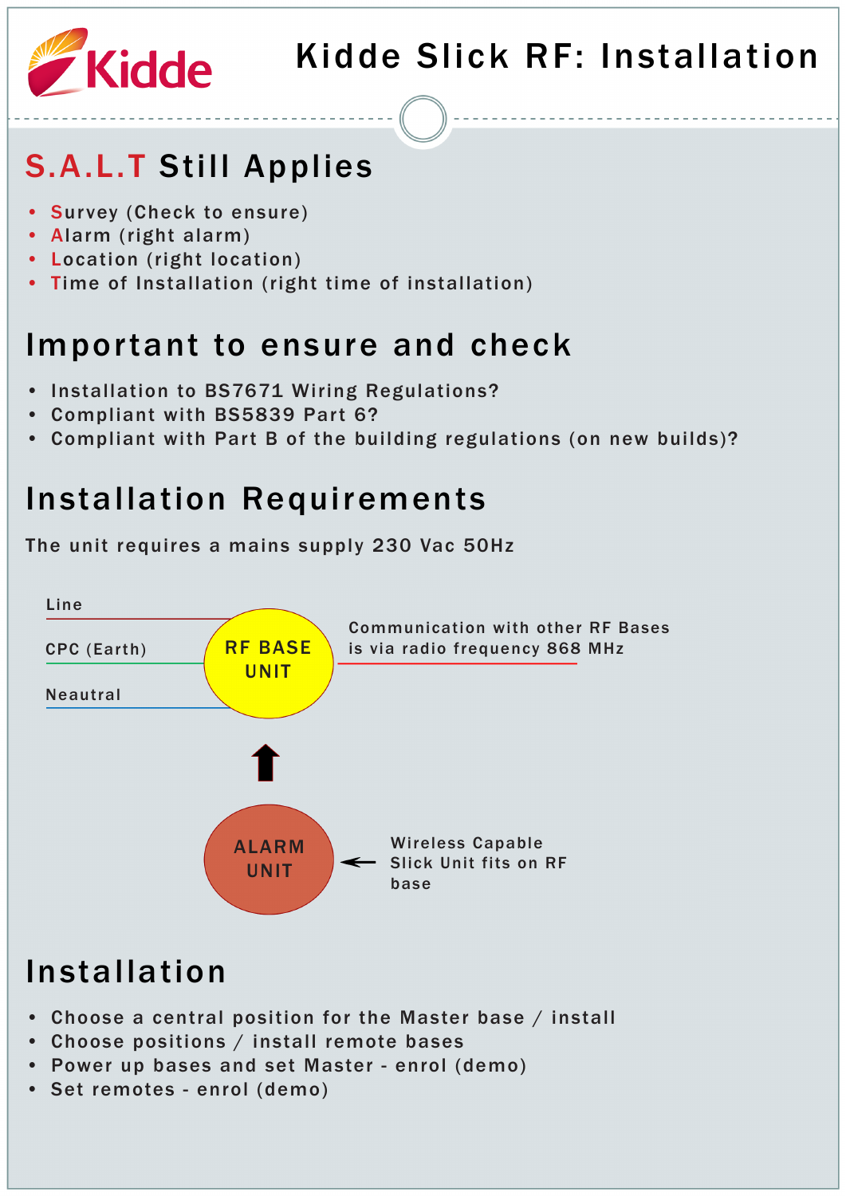# Kidde Slick RF: Installation

## S.A.L.T Still Applies

- **S**urvey (Check to ensure)
- **A**larm (right alarm)
- **L**ocation (right location)
- **T**ime of Installation (right time of installation)

## Important to ensure and check

- Installation to BS7671 Wiring Regulations?
- Compliant with BS5839 Part 6?
- Compliant with Part B of the building regulations (on new builds)?

## Installation Requirements

The unit requires a mains supply 230 Vac 50Hz

Line

CPC (Earth)

Neautral

RF BASE UNIT

Communication with other RF Bases is via radio frequency 868 MHz

ALARM UNIT

Wireless Capable Slick Unit fits on RF base

## Installation

- Choose a central position for the Master base / install
- Choose positions / install remote bases
- Power up bases and set Master - enrol (demo)
- Set remotes - enrol (demo)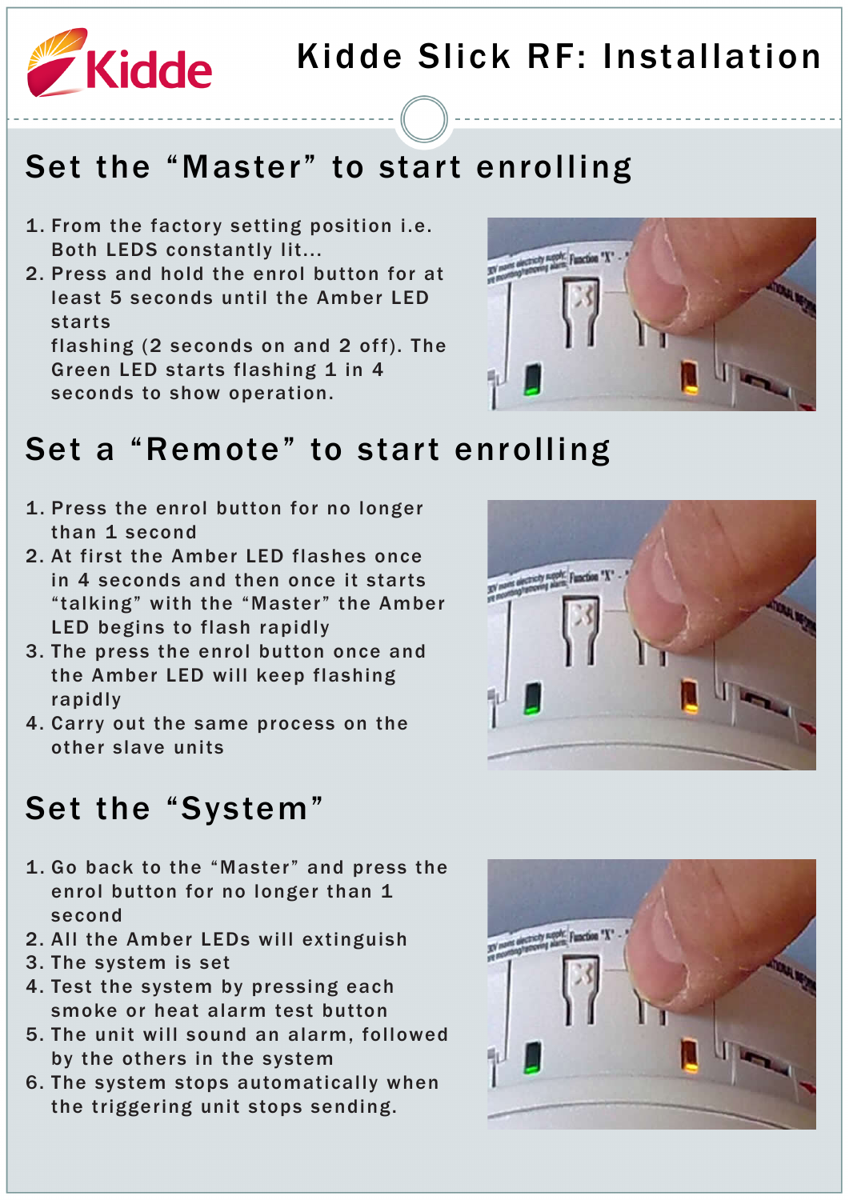# Kidde Slick RF: Installation

## Set the "Master" to start enrolling

1. From the factory setting position i.e. Both LEDS constantly lit...
2. Press and hold the enrol button for at least 5 seconds until the Amber LED starts
   flashing (2 seconds on and 2 off). The Green LED starts flashing 1 in 4 seconds to show operation.

## Set a "Remote" to start enrolling

1. Press the enrol button for no longer than 1 second
2. At first the Amber LED flashes once in 4 seconds and then once it starts "talking" with the "Master" the Amber LED begins to flash rapidly
3. The press the enrol button once and the Amber LED will keep flashing rapidly
4. Carry out the same process on the other slave units

## Set the "System"

1. Go back to the "Master" and press the enrol button for no longer than 1 second
2. All the Amber LEDs will extinguish
3. The system is set
4. Test the system by pressing each smoke or heat alarm test button
5. The unit will sound an alarm, followed by the others in the system
6. The system stops automatically when the triggering unit stops sending.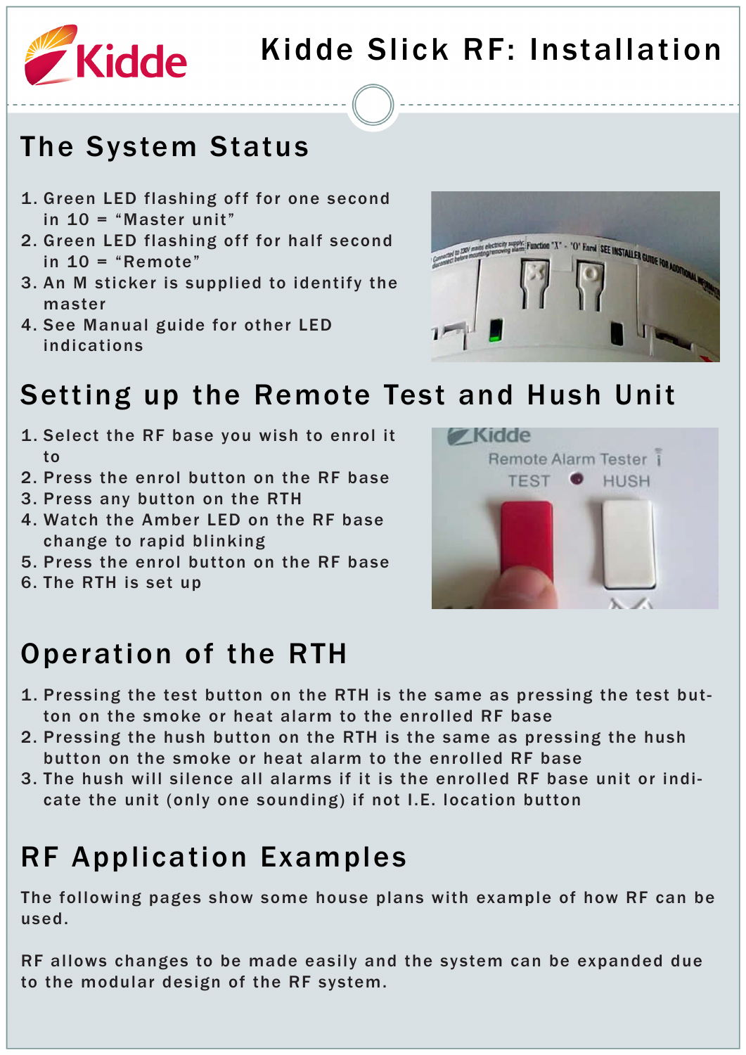# Kidde Slick RF: Installation

## The System Status

1. Green LED flashing off for one second in 10 = "Master unit"
2. Green LED flashing off for half second in 10 = "Remote"
3. An M sticker is supplied to identify the master
4. See Manual guide for other LED indications

## Setting up the Remote Test and Hush Unit

1. Select the RF base you wish to enrol it to
2. Press the enrol button on the RF base
3. Press any button on the RTH
4. Watch the Amber LED on the RF base change to rapid blinking
5. Press the enrol button on the RF base
6. The RTH is set up

## Operation of the RTH

1. Pressing the test button on the RTH is the same as pressing the test button on the smoke or heat alarm to the enrolled RF base
2. Pressing the hush button on the RTH is the same as pressing the hush button on the smoke or heat alarm to the enrolled RF base
3. The hush will silence all alarms if it is the enrolled RF base unit or indicate the unit (only one sounding) if not I.E. location button

## RF Application Examples

The following pages show some house plans with example of how RF can be used.

RF allows changes to be made easily and the system can be expanded due to the modular design of the RF system.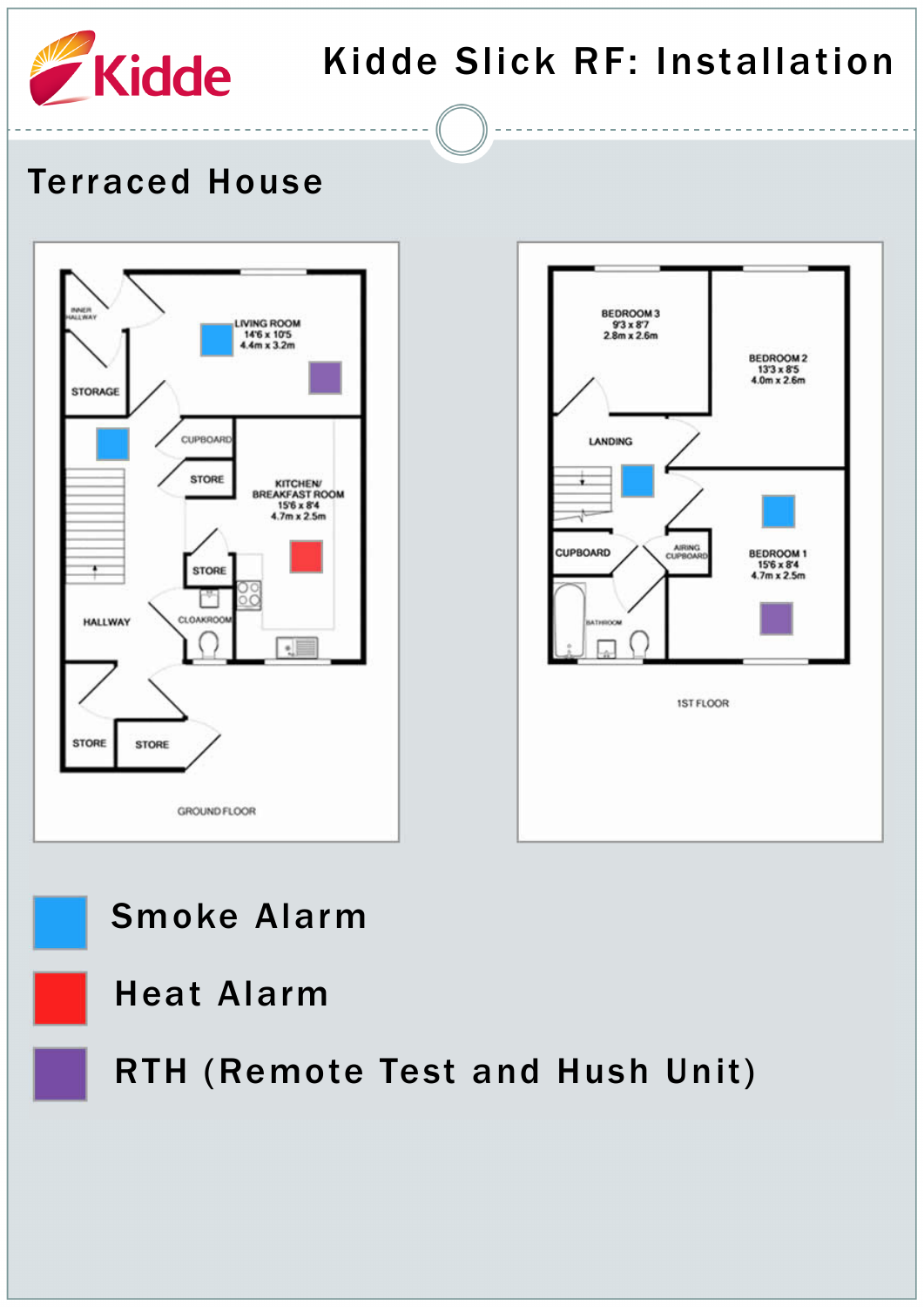# Kidde Slick RF: Installation

## Terraced House

INNER HALLWAY

LIVING ROOM
14'6 x 10'5
4.4m x 3.2m

STORAGE

CUPBOARD

STORE

KITCHEN/
BREAKFAST ROOM
15'6 x 8'4
4.7m x 2.5m

STORE

HALLWAY

CLOAKROOM

STORE

STORE

GROUND FLOOR

BEDROOM 3
9'3 x 8'7
2.8m x 2.6m

BEDROOM 2
13'3 x 8'5
4.0m x 2.6m

LANDING

CUPBOARD

AIRING CUPBOARD

BEDROOM 1
15'6 x 8'4
4.7m x 2.5m

BATHROOM

1ST FLOOR

- Smoke Alarm
- Heat Alarm
- RTH (Remote Test and Hush Unit)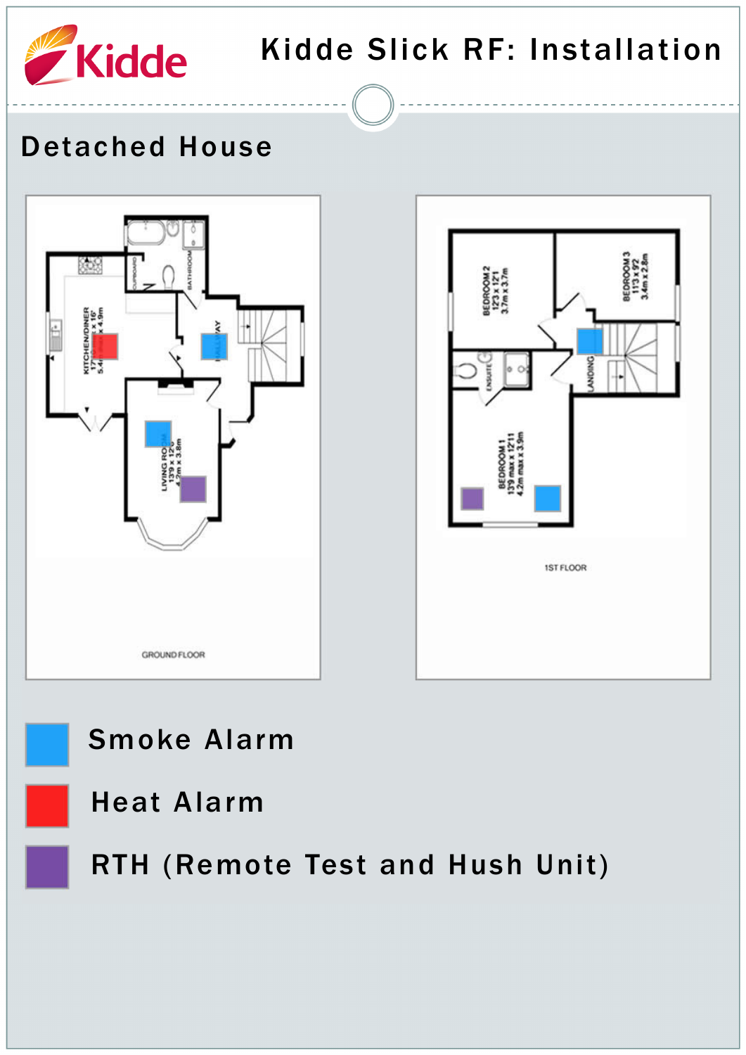# Kidde Slick RF: Installation

## Detached House

GROUND FLOOR

KITCHEN/DINER

BATHROOM

CUPBOARD

HALLWAY

LIVING ROOM 13'9 x 12'6 4.2m x 3.8m

1ST FLOOR

BEDROOM 2 12'3 x 12'1 3.7m x 3.7m

BEDROOM 3 11'3 x 9'2 3.4m x 2.8m

ENSUITE

LANDING

BEDROOM 1 13'9 max x 12'11 4.2m max x 3.9m

Smoke Alarm

Heat Alarm

RTH (Remote Test and Hush Unit)